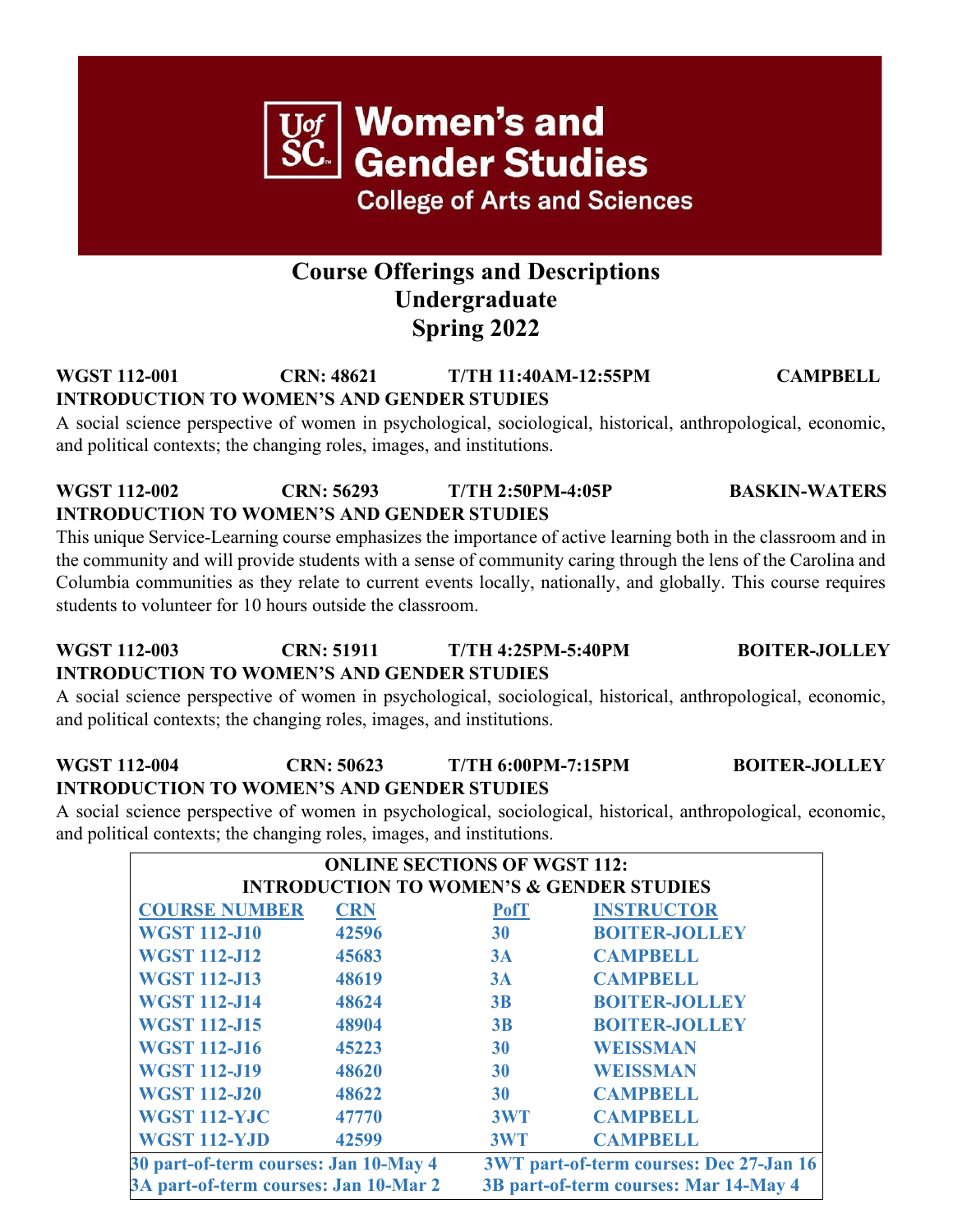# Women's and Gender Studies

College of Arts and Sciences

## Course Offerings and Descriptions
## Undergraduate
## Spring 2022

**WGST 112-001 CRN: 48621 T/TH 11:40AM-12:55PM CAMPBELL**
**INTRODUCTION TO WOMEN'S AND GENDER STUDIES**

A social science perspective of women in psychological, sociological, historical, anthropological, economic, and political contexts; the changing roles, images, and institutions.

**WGST 112-002 CRN: 56293 T/TH 2:50PM-4:05P BASKIN-WATERS**
**INTRODUCTION TO WOMEN'S AND GENDER STUDIES**

This unique Service-Learning course emphasizes the importance of active learning both in the classroom and in the community and will provide students with a sense of community caring through the lens of the Carolina and Columbia communities as they relate to current events locally, nationally, and globally. This course requires students to volunteer for 10 hours outside the classroom.

**WGST 112-003 CRN: 51911 T/TH 4:25PM-5:40PM BOITER-JOLLEY**
**INTRODUCTION TO WOMEN'S AND GENDER STUDIES**

A social science perspective of women in psychological, sociological, historical, anthropological, economic, and political contexts; the changing roles, images, and institutions.

**WGST 112-004 CRN: 50623 T/TH 6:00PM-7:15PM BOITER-JOLLEY**
**INTRODUCTION TO WOMEN'S AND GENDER STUDIES**

A social science perspective of women in psychological, sociological, historical, anthropological, economic, and political contexts; the changing roles, images, and institutions.

**ONLINE SECTIONS OF WGST 112:**
**INTRODUCTION TO WOMEN'S & GENDER STUDIES**

| COURSE NUMBER | CRN | PofT | INSTRUCTOR |
|---|---|---|---|
| WGST 112-J10 | 42596 | 30 | BOITER-JOLLEY |
| WGST 112-J12 | 45683 | 3A | CAMPBELL |
| WGST 112-J13 | 48619 | 3A | CAMPBELL |
| WGST 112-J14 | 48624 | 3B | BOITER-JOLLEY |
| WGST 112-J15 | 48904 | 3B | BOITER-JOLLEY |
| WGST 112-J16 | 45223 | 30 | WEISSMAN |
| WGST 112-J19 | 48620 | 30 | WEISSMAN |
| WGST 112-J20 | 48622 | 30 | CAMPBELL |
| WGST 112-YJC | 47770 | 3WT | CAMPBELL |
| WGST 112-YJD | 42599 | 3WT | CAMPBELL |

30 part-of-term courses: Jan 10-May 4
3WT part-of-term courses: Dec 27-Jan 16
3A part-of-term courses: Jan 10-Mar 2
3B part-of-term courses: Mar 14-May 4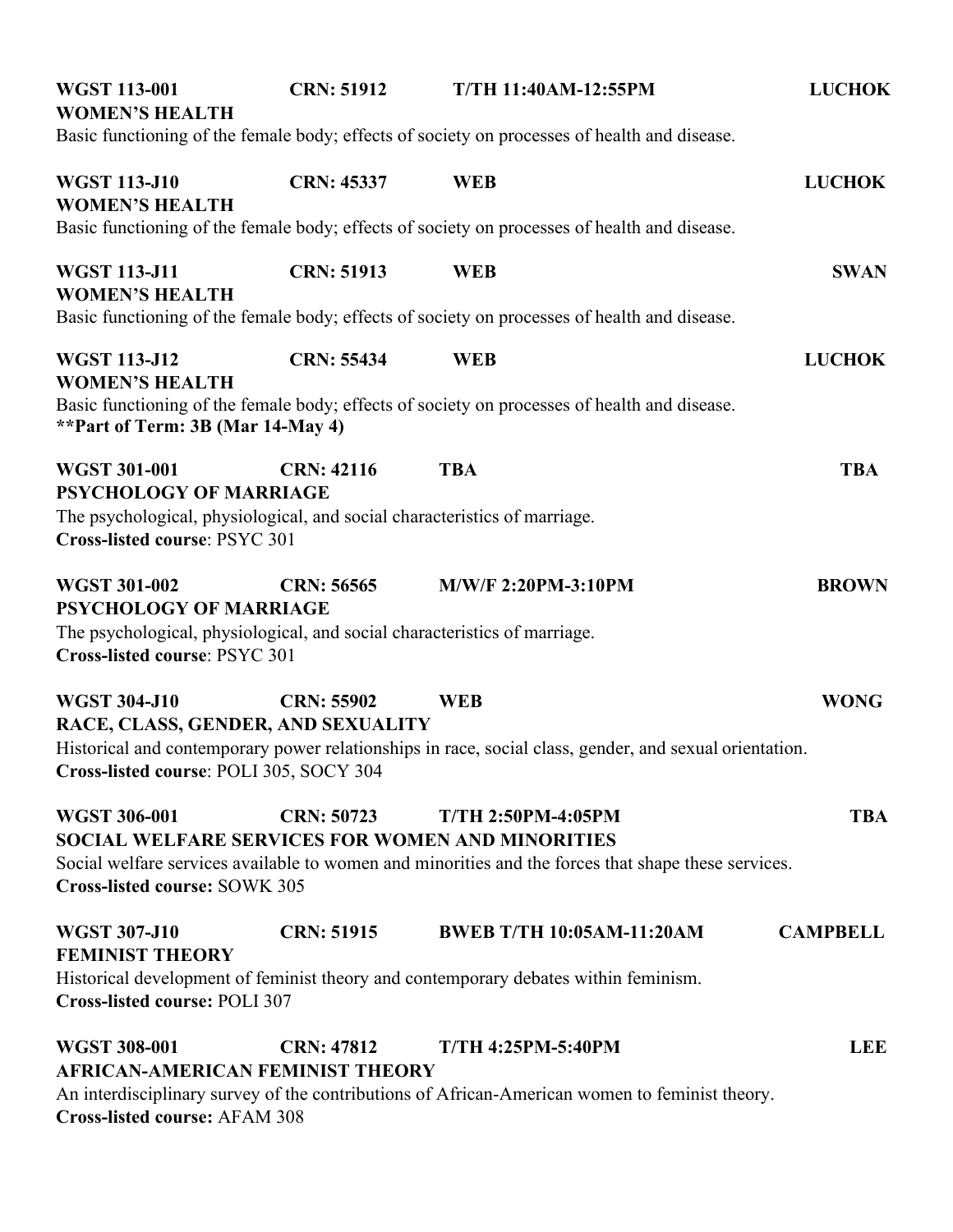**WGST 113-001 CRN: 51912 T/TH 11:40AM-12:55PM LUCHOK**
**WOMEN'S HEALTH**
Basic functioning of the female body; effects of society on processes of health and disease.

**WGST 113-J10 CRN: 45337 WEB LUCHOK**
**WOMEN'S HEALTH**
Basic functioning of the female body; effects of society on processes of health and disease.

**WGST 113-J11 CRN: 51913 WEB SWAN**
**WOMEN'S HEALTH**
Basic functioning of the female body; effects of society on processes of health and disease.

**WGST 113-J12 CRN: 55434 WEB LUCHOK**
**WOMEN'S HEALTH**
Basic functioning of the female body; effects of society on processes of health and disease.
**\*\*Part of Term: 3B (Mar 14-May 4)**

**WGST 301-001 CRN: 42116 TBA TBA**
**PSYCHOLOGY OF MARRIAGE**
The psychological, physiological, and social characteristics of marriage.
**Cross-listed course**: PSYC 301

**WGST 301-002 CRN: 56565 M/W/F 2:20PM-3:10PM BROWN**
**PSYCHOLOGY OF MARRIAGE**
The psychological, physiological, and social characteristics of marriage.
**Cross-listed course**: PSYC 301

**WGST 304-J10 CRN: 55902 WEB WONG**
**RACE, CLASS, GENDER, AND SEXUALITY**
Historical and contemporary power relationships in race, social class, gender, and sexual orientation.
**Cross-listed course**: POLI 305, SOCY 304

**WGST 306-001 CRN: 50723 T/TH 2:50PM-4:05PM TBA**
**SOCIAL WELFARE SERVICES FOR WOMEN AND MINORITIES**
Social welfare services available to women and minorities and the forces that shape these services.
**Cross-listed course:** SOWK 305

**WGST 307-J10 CRN: 51915 BWEB T/TH 10:05AM-11:20AM CAMPBELL**
**FEMINIST THEORY**
Historical development of feminist theory and contemporary debates within feminism.
**Cross-listed course:** POLI 307

**WGST 308-001 CRN: 47812 T/TH 4:25PM-5:40PM LEE**
**AFRICAN-AMERICAN FEMINIST THEORY**
An interdisciplinary survey of the contributions of African-American women to feminist theory.
**Cross-listed course:** AFAM 308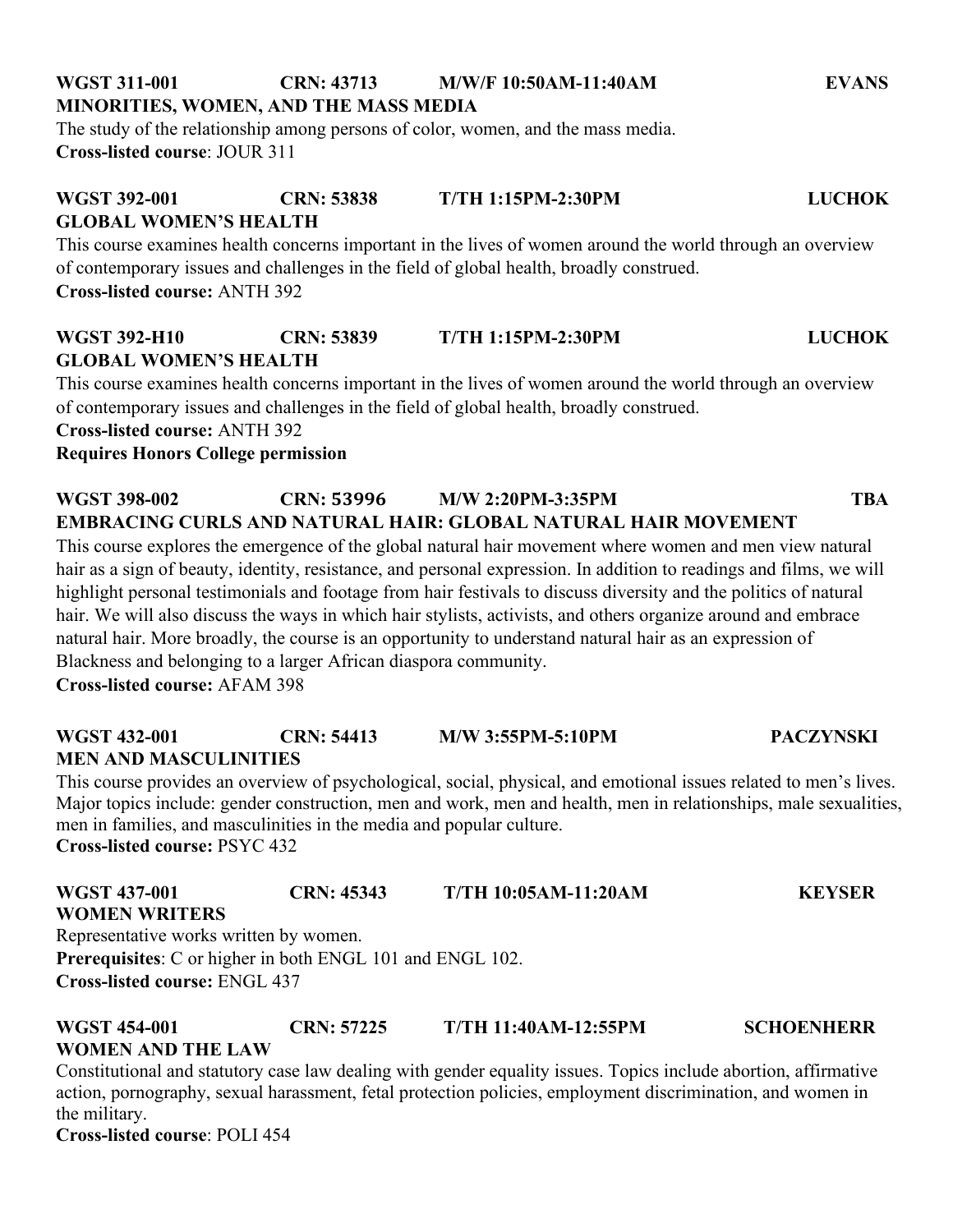**WGST 311-001 CRN: 43713 M/W/F 10:50AM-11:40AM EVANS**
**MINORITIES, WOMEN, AND THE MASS MEDIA**

The study of the relationship among persons of color, women, and the mass media.
**Cross-listed course**: JOUR 311

**WGST 392-001 CRN: 53838 T/TH 1:15PM-2:30PM LUCHOK**
**GLOBAL WOMEN'S HEALTH**

This course examines health concerns important in the lives of women around the world through an overview of contemporary issues and challenges in the field of global health, broadly construed.
**Cross-listed course:** ANTH 392

**WGST 392-H10 CRN: 53839 T/TH 1:15PM-2:30PM LUCHOK**
**GLOBAL WOMEN'S HEALTH**

This course examines health concerns important in the lives of women around the world through an overview of contemporary issues and challenges in the field of global health, broadly construed.
**Cross-listed course:** ANTH 392
**Requires Honors College permission**

**WGST 398-002 CRN: 53996 M/W 2:20PM-3:35PM TBA**
**EMBRACING CURLS AND NATURAL HAIR: GLOBAL NATURAL HAIR MOVEMENT**

This course explores the emergence of the global natural hair movement where women and men view natural hair as a sign of beauty, identity, resistance, and personal expression. In addition to readings and films, we will highlight personal testimonials and footage from hair festivals to discuss diversity and the politics of natural hair. We will also discuss the ways in which hair stylists, activists, and others organize around and embrace natural hair. More broadly, the course is an opportunity to understand natural hair as an expression of Blackness and belonging to a larger African diaspora community.
**Cross-listed course:** AFAM 398

**WGST 432-001 CRN: 54413 M/W 3:55PM-5:10PM PACZYNSKI**
**MEN AND MASCULINITIES**

This course provides an overview of psychological, social, physical, and emotional issues related to men's lives. Major topics include: gender construction, men and work, men and health, men in relationships, male sexualities, men in families, and masculinities in the media and popular culture.
**Cross-listed course:** PSYC 432

**WGST 437-001 CRN: 45343 T/TH 10:05AM-11:20AM KEYSER**
**WOMEN WRITERS**

Representative works written by women.
**Prerequisites**: C or higher in both ENGL 101 and ENGL 102.
**Cross-listed course:** ENGL 437

**WGST 454-001 CRN: 57225 T/TH 11:40AM-12:55PM SCHOENHERR**
**WOMEN AND THE LAW**

Constitutional and statutory case law dealing with gender equality issues. Topics include abortion, affirmative action, pornography, sexual harassment, fetal protection policies, employment discrimination, and women in the military.
**Cross-listed course**: POLI 454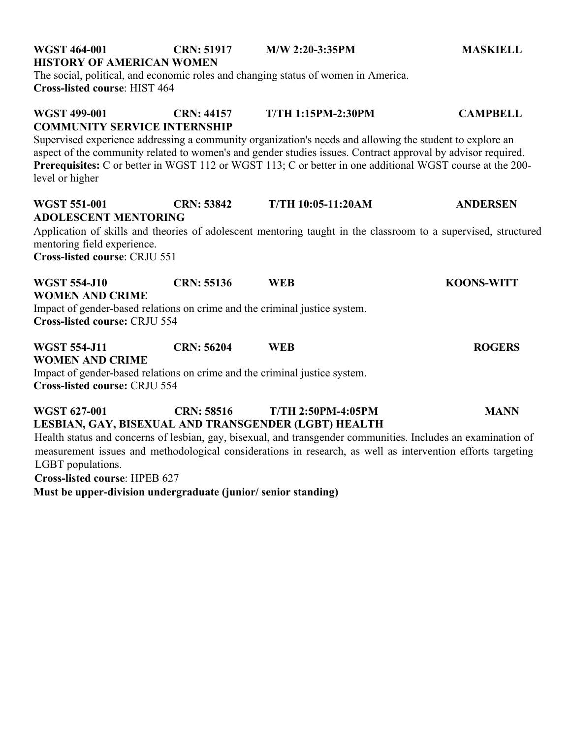**WGST 464-001 CRN: 51917 M/W 2:20-3:35PM MASKIELL**
**HISTORY OF AMERICAN WOMEN**

The social, political, and economic roles and changing status of women in America.
**Cross-listed course**: HIST 464

**WGST 499-001 CRN: 44157 T/TH 1:15PM-2:30PM CAMPBELL**
**COMMUNITY SERVICE INTERNSHIP**

Supervised experience addressing a community organization's needs and allowing the student to explore an aspect of the community related to women's and gender studies issues. Contract approval by advisor required.
**Prerequisites:** C or better in WGST 112 or WGST 113; C or better in one additional WGST course at the 200-level or higher

**WGST 551-001 CRN: 53842 T/TH 10:05-11:20AM ANDERSEN**
**ADOLESCENT MENTORING**

Application of skills and theories of adolescent mentoring taught in the classroom to a supervised, structured mentoring field experience.
**Cross-listed course**: CRJU 551

**WGST 554-J10 CRN: 55136 WEB KOONS-WITT**
**WOMEN AND CRIME**

Impact of gender-based relations on crime and the criminal justice system.
**Cross-listed course:** CRJU 554

**WGST 554-J11 CRN: 56204 WEB ROGERS**
**WOMEN AND CRIME**

Impact of gender-based relations on crime and the criminal justice system.
**Cross-listed course:** CRJU 554

**WGST 627-001 CRN: 58516 T/TH 2:50PM-4:05PM MANN**
**LESBIAN, GAY, BISEXUAL AND TRANSGENDER (LGBT) HEALTH**

Health status and concerns of lesbian, gay, bisexual, and transgender communities. Includes an examination of measurement issues and methodological considerations in research, as well as intervention efforts targeting LGBT populations.
**Cross-listed course**: HPEB 627
**Must be upper-division undergraduate (junior/ senior standing)**